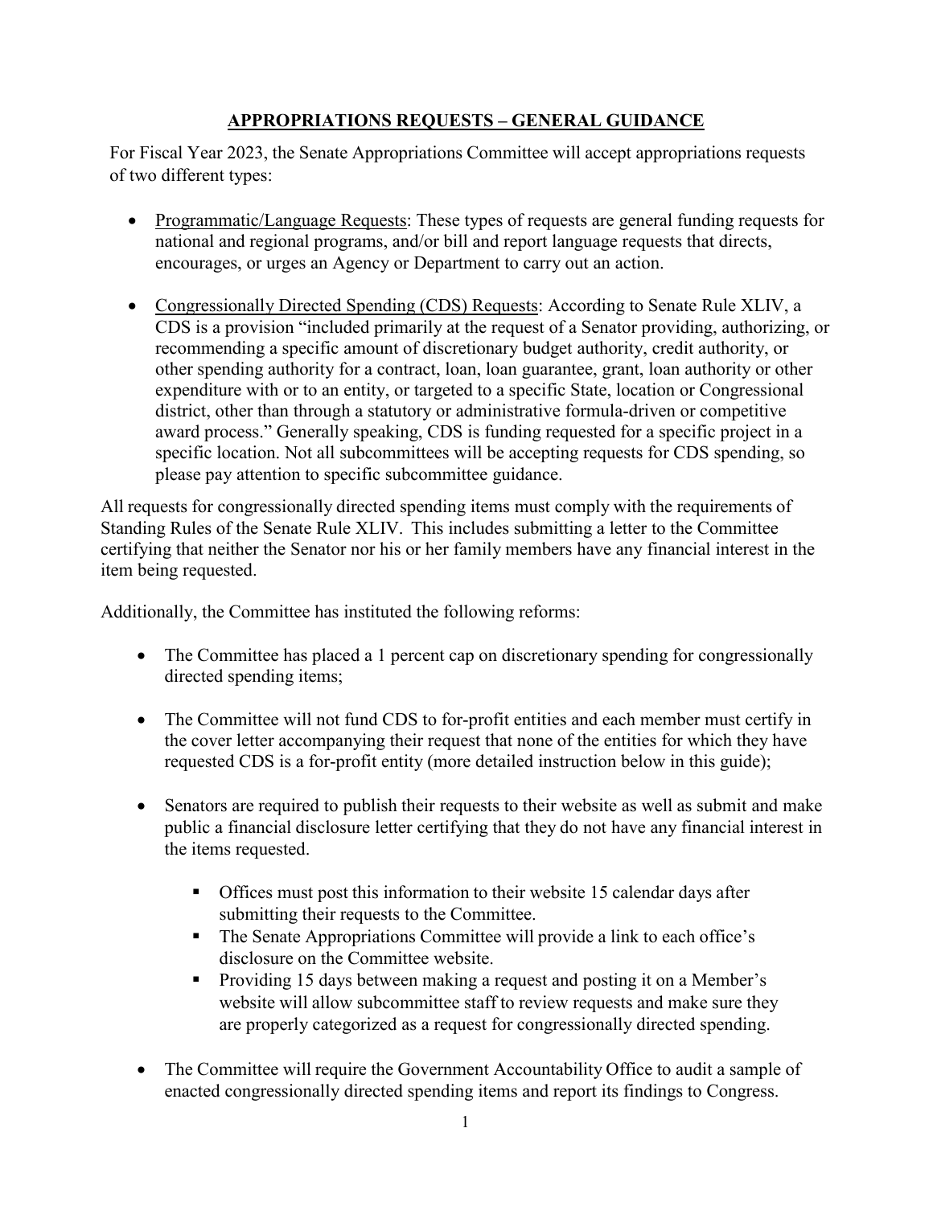## APPROPRIATIONS REQUESTS – GENERAL GUIDANCE

For Fiscal Year 2023, the Senate Appropriations Committee will accept appropriations requests of two different types:

- <u>Programmatic/Language Requests</u>: These types of requests are general funding requests for national and regional programs, and/or bill and report language requests that directs, encourages, or urges an Agency or Department to carry out an action.

- <u>Congressionally Directed Spending (CDS) Requests</u>: According to Senate Rule XLIV, a CDS is a provision "included primarily at the request of a Senator providing, authorizing, or recommending a specific amount of discretionary budget authority, credit authority, or other spending authority for a contract, loan, loan guarantee, grant, loan authority or other expenditure with or to an entity, or targeted to a specific State, location or Congressional district, other than through a statutory or administrative formula-driven or competitive award process." Generally speaking, CDS is funding requested for a specific project in a specific location. Not all subcommittees will be accepting requests for CDS spending, so please pay attention to specific subcommittee guidance.

All requests for congressionally directed spending items must comply with the requirements of Standing Rules of the Senate Rule XLIV. This includes submitting a letter to the Committee certifying that neither the Senator nor his or her family members have any financial interest in the item being requested.

Additionally, the Committee has instituted the following reforms:

- The Committee has placed a 1 percent cap on discretionary spending for congressionally directed spending items;

- The Committee will not fund CDS to for-profit entities and each member must certify in the cover letter accompanying their request that none of the entities for which they have requested CDS is a for-profit entity (more detailed instruction below in this guide);

- Senators are required to publish their requests to their website as well as submit and make public a financial disclosure letter certifying that they do not have any financial interest in the items requested.

  - Offices must post this information to their website 15 calendar days after submitting their requests to the Committee.
  - The Senate Appropriations Committee will provide a link to each office's disclosure on the Committee website.
  - Providing 15 days between making a request and posting it on a Member's website will allow subcommittee staff to review requests and make sure they are properly categorized as a request for congressionally directed spending.

- The Committee will require the Government Accountability Office to audit a sample of enacted congressionally directed spending items and report its findings to Congress.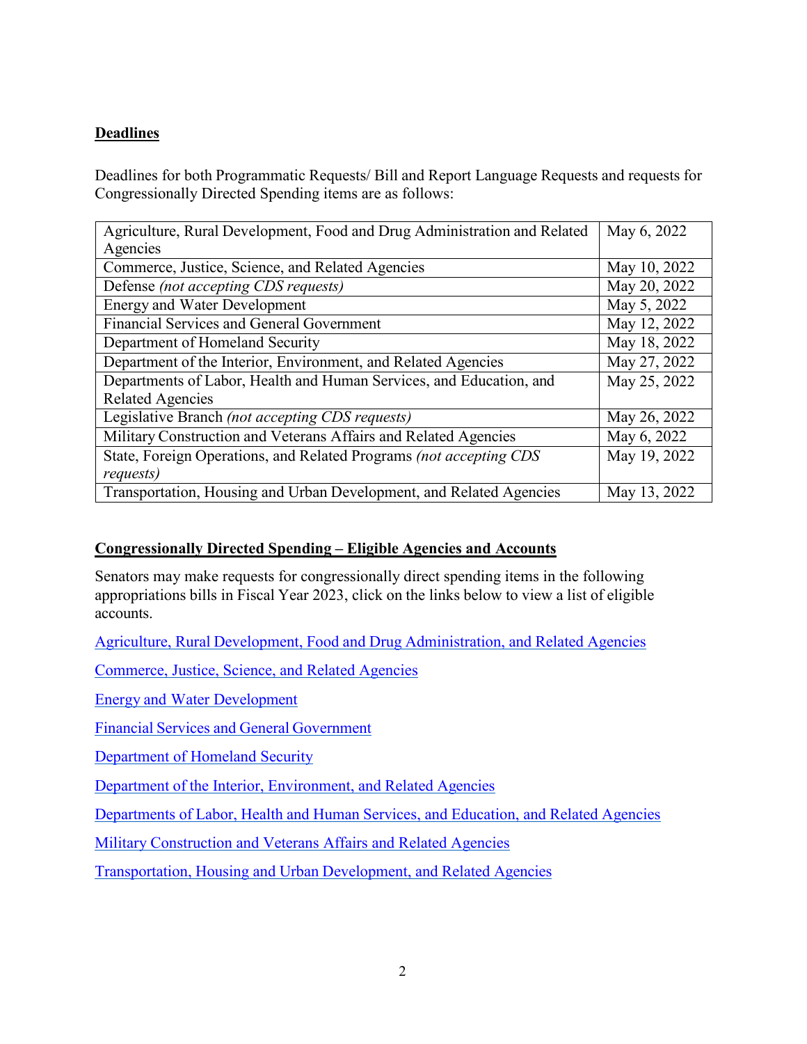**Deadlines**

Deadlines for both Programmatic Requests/ Bill and Report Language Requests and requests for Congressionally Directed Spending items are as follows:

| | |
|---|---|
| Agriculture, Rural Development, Food and Drug Administration and Related Agencies | May 6, 2022 |
| Commerce, Justice, Science, and Related Agencies | May 10, 2022 |
| Defense *(not accepting CDS requests)* | May 20, 2022 |
| Energy and Water Development | May 5, 2022 |
| Financial Services and General Government | May 12, 2022 |
| Department of Homeland Security | May 18, 2022 |
| Department of the Interior, Environment, and Related Agencies | May 27, 2022 |
| Departments of Labor, Health and Human Services, and Education, and Related Agencies | May 25, 2022 |
| Legislative Branch *(not accepting CDS requests)* | May 26, 2022 |
| Military Construction and Veterans Affairs and Related Agencies | May 6, 2022 |
| State, Foreign Operations, and Related Programs *(not accepting CDS requests)* | May 19, 2022 |
| Transportation, Housing and Urban Development, and Related Agencies | May 13, 2022 |

**Congressionally Directed Spending – Eligible Agencies and Accounts**

Senators may make requests for congressionally direct spending items in the following appropriations bills in Fiscal Year 2023, click on the links below to view a list of eligible accounts.

Agriculture, Rural Development, Food and Drug Administration, and Related Agencies

Commerce, Justice, Science, and Related Agencies

Energy and Water Development

Financial Services and General Government

Department of Homeland Security

Department of the Interior, Environment, and Related Agencies

Departments of Labor, Health and Human Services, and Education, and Related Agencies

Military Construction and Veterans Affairs and Related Agencies

Transportation, Housing and Urban Development, and Related Agencies